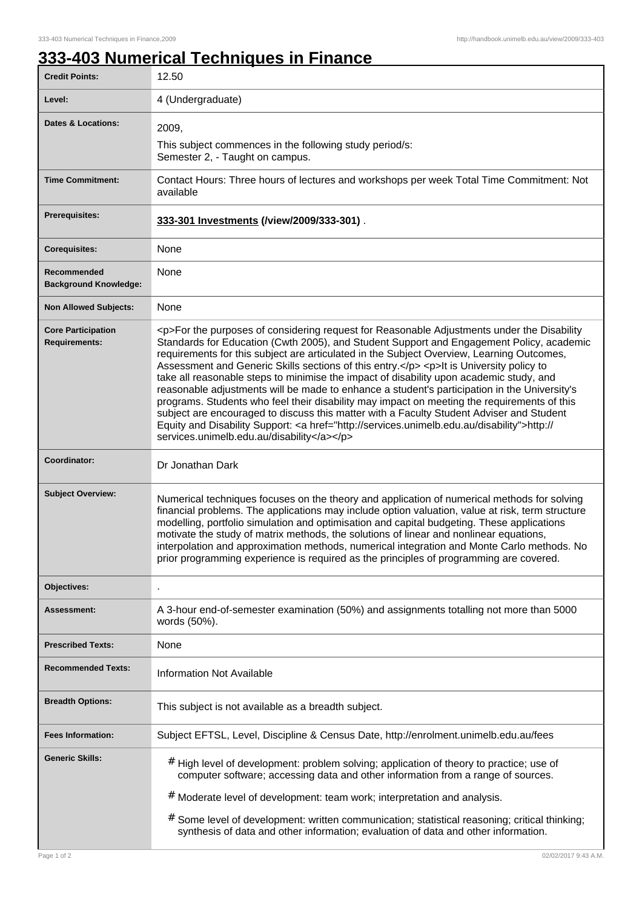# 333-403 Numerical Techniques in Finance

| | |
|---|---|
| **Credit Points:** | 12.50 |
| **Level:** | 4 (Undergraduate) |
| **Dates & Locations:** | 2009,<br>This subject commences in the following study period/s:<br>Semester 2, - Taught on campus. |
| **Time Commitment:** | Contact Hours: Three hours of lectures and workshops per week Total Time Commitment: Not available |
| **Prerequisites:** | **333-301 Investments (/view/2009/333-301)** . |
| **Corequisites:** | None |
| **Recommended Background Knowledge:** | None |
| **Non Allowed Subjects:** | None |
| **Core Participation Requirements:** | <p>For the purposes of considering request for Reasonable Adjustments under the Disability Standards for Education (Cwth 2005), and Student Support and Engagement Policy, academic requirements for this subject are articulated in the Subject Overview, Learning Outcomes, Assessment and Generic Skills sections of this entry.</p> <p>It is University policy to take all reasonable steps to minimise the impact of disability upon academic study, and reasonable adjustments will be made to enhance a student's participation in the University's programs. Students who feel their disability may impact on meeting the requirements of this subject are encouraged to discuss this matter with a Faculty Student Adviser and Student Equity and Disability Support: <a href="http://services.unimelb.edu.au/disability">http://services.unimelb.edu.au/disability</a></p> |
| **Coordinator:** | Dr Jonathan Dark |
| **Subject Overview:** | Numerical techniques focuses on the theory and application of numerical methods for solving financial problems. The applications may include option valuation, value at risk, term structure modelling, portfolio simulation and optimisation and capital budgeting. These applications motivate the study of matrix methods, the solutions of linear and nonlinear equations, interpolation and approximation methods, numerical integration and Monte Carlo methods. No prior programming experience is required as the principles of programming are covered. |
| **Objectives:** | . |
| **Assessment:** | A 3-hour end-of-semester examination (50%) and assignments totalling not more than 5000 words (50%). |
| **Prescribed Texts:** | None |
| **Recommended Texts:** | Information Not Available |
| **Breadth Options:** | This subject is not available as a breadth subject. |
| **Fees Information:** | Subject EFTSL, Level, Discipline & Census Date, http://enrolment.unimelb.edu.au/fees |
| **Generic Skills:** | # High level of development: problem solving; application of theory to practice; use of computer software; accessing data and other information from a range of sources.<br># Moderate level of development: team work; interpretation and analysis.<br># Some level of development: written communication; statistical reasoning; critical thinking; synthesis of data and other information; evaluation of data and other information. |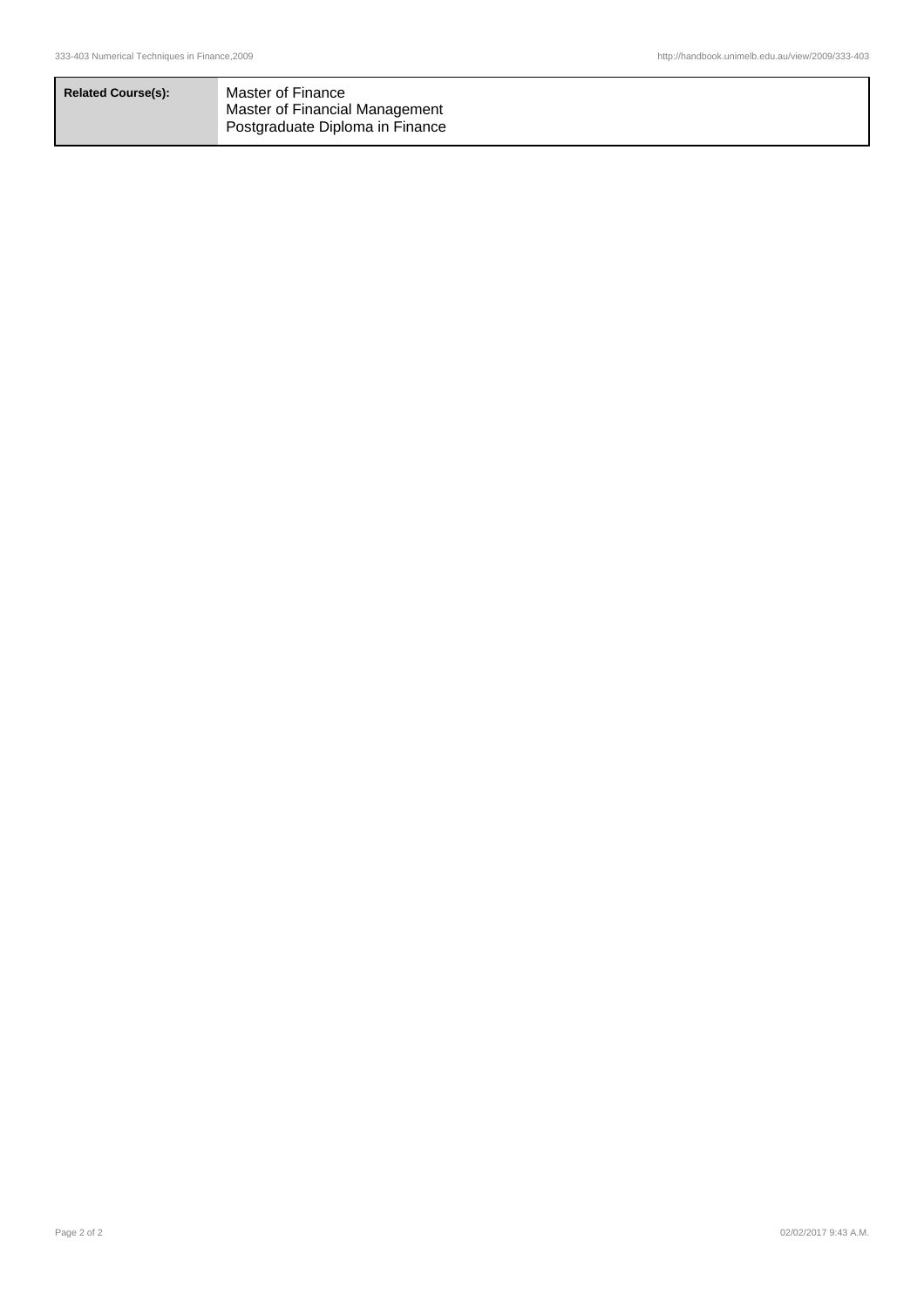| | |
|---|---|
| **Related Course(s):** | Master of Finance<br>Master of Financial Management<br>Postgraduate Diploma in Finance |